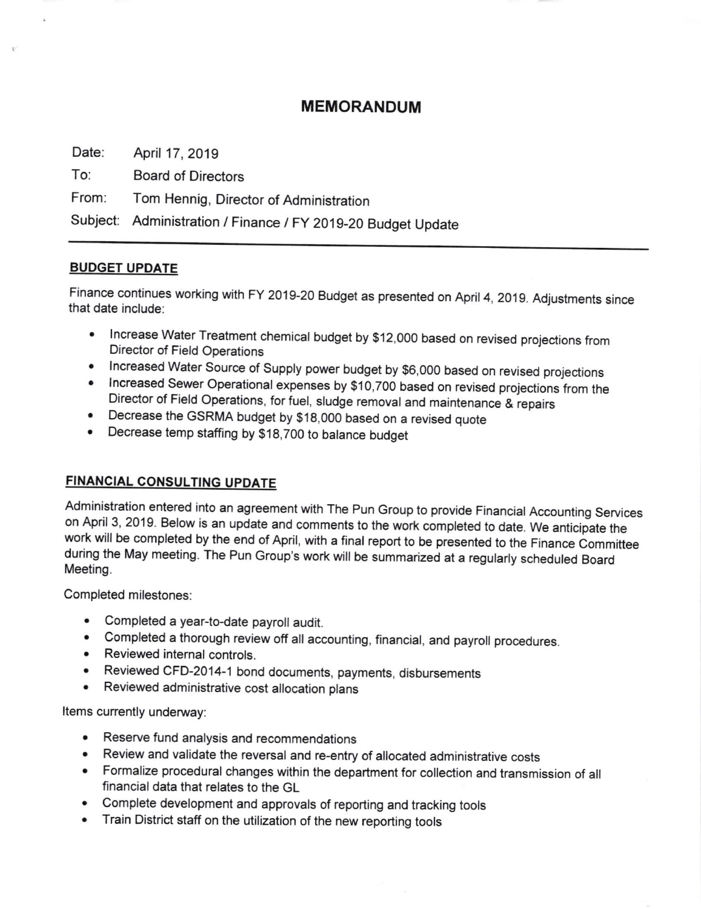# MEMORANDUM

Date: April 17, 2019

To: Board of Directors

From: Tom Hennig, Director of Administration

Subject: Administration / Finance / FY 2019-20 Budget Update

---

## BUDGET UPDATE

Finance continues working with FY 2019-20 Budget as presented on April 4, 2019. Adjustments since that date include:

- Increase Water Treatment chemical budget by $12,000 based on revised projections from Director of Field Operations
- Increased Water Source of Supply power budget by $6,000 based on revised projections
- Increased Sewer Operational expenses by $10,700 based on revised projections from the Director of Field Operations, for fuel, sludge removal and maintenance & repairs
- Decrease the GSRMA budget by $18,000 based on a revised quote
- Decrease temp staffing by $18,700 to balance budget

## FINANCIAL CONSULTING UPDATE

Administration entered into an agreement with The Pun Group to provide Financial Accounting Services on April 3, 2019. Below is an update and comments to the work completed to date. We anticipate the work will be completed by the end of April, with a final report to be presented to the Finance Committee during the May meeting. The Pun Group's work will be summarized at a regularly scheduled Board Meeting.

Completed milestones:

- Completed a year-to-date payroll audit.
- Completed a thorough review off all accounting, financial, and payroll procedures.
- Reviewed internal controls.
- Reviewed CFD-2014-1 bond documents, payments, disbursements
- Reviewed administrative cost allocation plans

Items currently underway:

- Reserve fund analysis and recommendations
- Review and validate the reversal and re-entry of allocated administrative costs
- Formalize procedural changes within the department for collection and transmission of all financial data that relates to the GL
- Complete development and approvals of reporting and tracking tools
- Train District staff on the utilization of the new reporting tools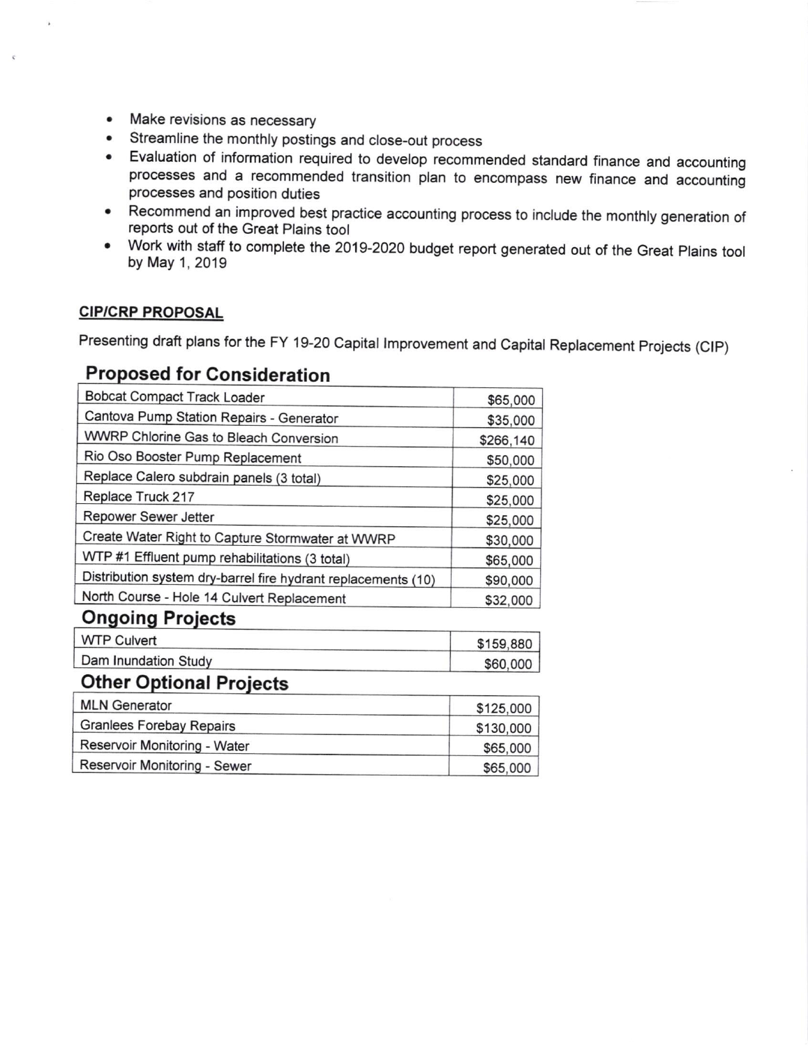- Make revisions as necessary
- Streamline the monthly postings and close-out process
- Evaluation of information required to develop recommended standard finance and accounting processes and a recommended transition plan to encompass new finance and accounting processes and position duties
- Recommend an improved best practice accounting process to include the monthly generation of reports out of the Great Plains tool
- Work with staff to complete the 2019-2020 budget report generated out of the Great Plains tool by May 1, 2019

**CIP/CRP PROPOSAL**

Presenting draft plans for the FY 19-20 Capital Improvement and Capital Replacement Projects (CIP)

## Proposed for Consideration

| Project | Amount |
|---|---|
| Bobcat Compact Track Loader | $65,000 |
| Cantova Pump Station Repairs - Generator | $35,000 |
| WWRP Chlorine Gas to Bleach Conversion | $266,140 |
| Rio Oso Booster Pump Replacement | $50,000 |
| Replace Calero subdrain panels (3 total) | $25,000 |
| Replace Truck 217 | $25,000 |
| Repower Sewer Jetter | $25,000 |
| Create Water Right to Capture Stormwater at WWRP | $30,000 |
| WTP #1 Effluent pump rehabilitations (3 total) | $65,000 |
| Distribution system dry-barrel fire hydrant replacements (10) | $90,000 |
| North Course - Hole 14 Culvert Replacement | $32,000 |

## Ongoing Projects

| Project | Amount |
|---|---|
| WTP Culvert | $159,880 |
| Dam Inundation Study | $60,000 |

## Other Optional Projects

| Project | Amount |
|---|---|
| MLN Generator | $125,000 |
| Granlees Forebay Repairs | $130,000 |
| Reservoir Monitoring - Water | $65,000 |
| Reservoir Monitoring - Sewer | $65,000 |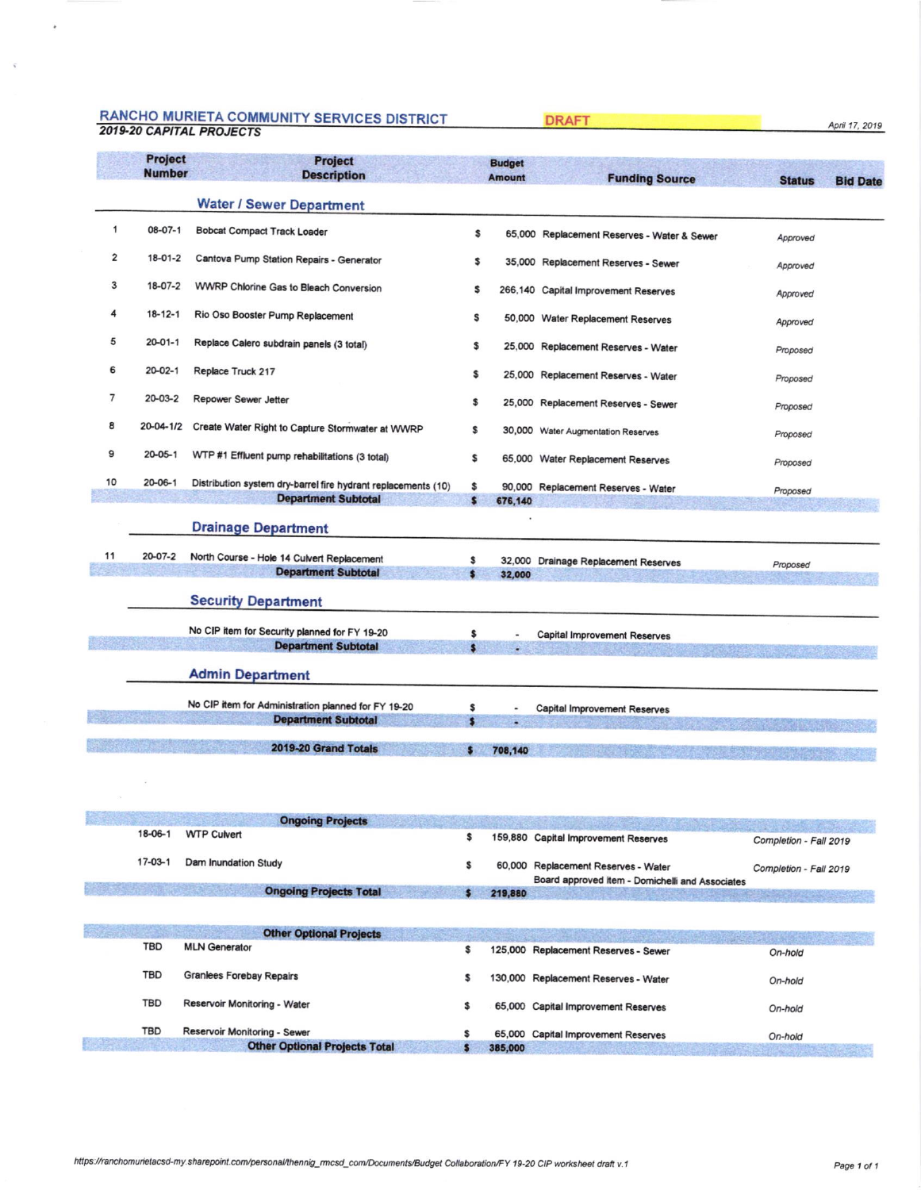**RANCHO MURIETA COMMUNITY SERVICES DISTRICT**

***2019-20 CAPITAL PROJECTS***

**DRAFT**

*April 17, 2019*

| | Project Number | Project Description | Budget Amount | Funding Source | Status | Bid Date |
|---|---|---|---|---|---|---|
| | | **Water / Sewer Department** | | | | |
| 1 | 08-07-1 | Bobcat Compact Track Loader | $ 65,000 | Replacement Reserves - Water & Sewer | *Approved* | |
| 2 | 18-01-2 | Cantova Pump Station Repairs - Generator | $ 35,000 | Replacement Reserves - Sewer | *Approved* | |
| 3 | 18-07-2 | WWRP Chlorine Gas to Bleach Conversion | $ 266,140 | Capital Improvement Reserves | *Approved* | |
| 4 | 18-12-1 | Rio Oso Booster Pump Replacement | $ 50,000 | Water Replacement Reserves | *Approved* | |
| 5 | 20-01-1 | Replace Calero subdrain panels (3 total) | $ 25,000 | Replacement Reserves - Water | *Proposed* | |
| 6 | 20-02-1 | Replace Truck 217 | $ 25,000 | Replacement Reserves - Water | *Proposed* | |
| 7 | 20-03-2 | Repower Sewer Jetter | $ 25,000 | Replacement Reserves - Sewer | *Proposed* | |
| 8 | 20-04-1/2 | Create Water Right to Capture Stormwater at WWRP | $ 30,000 | Water Augmentation Reserves | *Proposed* | |
| 9 | 20-05-1 | WTP #1 Effluent pump rehabilitations (3 total) | $ 65,000 | Water Replacement Reserves | *Proposed* | |
| 10 | 20-06-1 | Distribution system dry-barrel fire hydrant replacements (10) | $ 90,000 | Replacement Reserves - Water | *Proposed* | |
| | | **Department Subtotal** | **$ 676,140** | | | |
| | | **Drainage Department** | | | | |
| 11 | 20-07-2 | North Course - Hole 14 Culvert Replacement | $ 32,000 | Drainage Replacement Reserves | *Proposed* | |
| | | **Department Subtotal** | **$ 32,000** | | | |
| | | **Security Department** | | | | |
| | | No CIP item for Security planned for FY 19-20 | $ - | Capital Improvement Reserves | | |
| | | **Department Subtotal** | **$ -** | | | |
| | | **Admin Department** | | | | |
| | | No CIP item for Administration planned for FY 19-20 | $ - | Capital Improvement Reserves | | |
| | | **Department Subtotal** | **$ -** | | | |
| | | **2019-20 Grand Totals** | **$ 708,140** | | | |

| | | | | |
|---|---|---|---|---|
| | **Ongoing Projects** | | | |
| 18-06-1 | WTP Culvert | $ 159,880 | Capital Improvement Reserves | *Completion - Fall 2019* |
| 17-03-1 | Dam Inundation Study | $ 60,000 | Replacement Reserves - Water<br>Board approved item - Domichelli and Associates | *Completion - Fall 2019* |
| | **Ongoing Projects Total** | **$ 219,880** | | |

| | | | | |
|---|---|---|---|---|
| | **Other Optional Projects** | | | |
| TBD | MLN Generator | $ 125,000 | Replacement Reserves - Sewer | *On-hold* |
| TBD | Granlees Forebay Repairs | $ 130,000 | Replacement Reserves - Water | *On-hold* |
| TBD | Reservoir Monitoring - Water | $ 65,000 | Capital Improvement Reserves | *On-hold* |
| TBD | Reservoir Monitoring - Sewer | $ 65,000 | Capital Improvement Reserves | *On-hold* |
| | **Other Optional Projects Total** | **$ 385,000** | | |

https://ranchomurietacsd-my.sharepoint.com/personal/thennig_rmcsd_com/Documents/Budget Collaboration/FY 19-20 CIP worksheet draft v.1